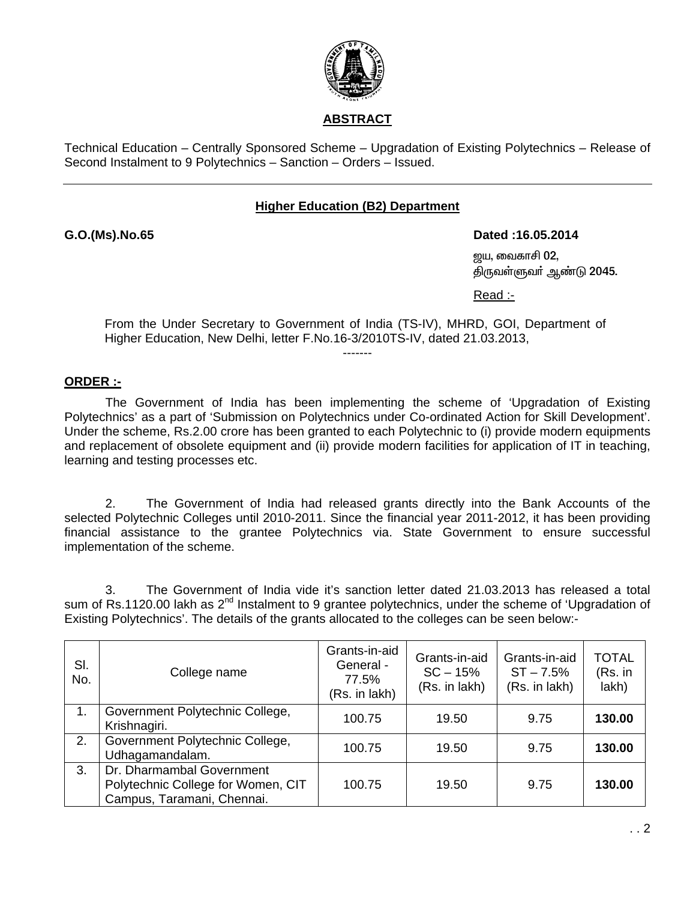## ABSTRACT

Technical Education – Centrally Sponsored Scheme – Upgradation of Existing Polytechnics – Release of Second Instalment to 9 Polytechnics – Sanction – Orders – Issued.

---

### Higher Education (B2) Department

**G.O.(Ms).No.65** **Dated :16.05.2014**

ஜய, வைகாசி **02**,
திருவள்ளுவர் ஆண்டு **2045.**

Read :-

From the Under Secretary to Government of India (TS-IV), MHRD, GOI, Department of Higher Education, New Delhi, letter F.No.16-3/2010TS-IV, dated 21.03.2013,

-------

**ORDER :-**

The Government of India has been implementing the scheme of 'Upgradation of Existing Polytechnics' as a part of 'Submission on Polytechnics under Co-ordinated Action for Skill Development'. Under the scheme, Rs.2.00 crore has been granted to each Polytechnic to (i) provide modern equipments and replacement of obsolete equipment and (ii) provide modern facilities for application of IT in teaching, learning and testing processes etc.

2. The Government of India had released grants directly into the Bank Accounts of the selected Polytechnic Colleges until 2010-2011. Since the financial year 2011-2012, it has been providing financial assistance to the grantee Polytechnics via. State Government to ensure successful implementation of the scheme.

3. The Government of India vide it's sanction letter dated 21.03.2013 has released a total sum of Rs.1120.00 lakh as 2nd Instalment to 9 grantee polytechnics, under the scheme of 'Upgradation of Existing Polytechnics'. The details of the grants allocated to the colleges can be seen below:-

| Sl. No. | College name | Grants-in-aid General - 77.5% (Rs. in lakh) | Grants-in-aid SC – 15% (Rs. in lakh) | Grants-in-aid ST – 7.5% (Rs. in lakh) | TOTAL (Rs. in lakh) |
|---|---|---|---|---|---|
| 1. | Government Polytechnic College, Krishnagiri. | 100.75 | 19.50 | 9.75 | **130.00** |
| 2. | Government Polytechnic College, Udhagamandalam. | 100.75 | 19.50 | 9.75 | **130.00** |
| 3. | Dr. Dharmambal Government Polytechnic College for Women, CIT Campus, Taramani, Chennai. | 100.75 | 19.50 | 9.75 | **130.00** |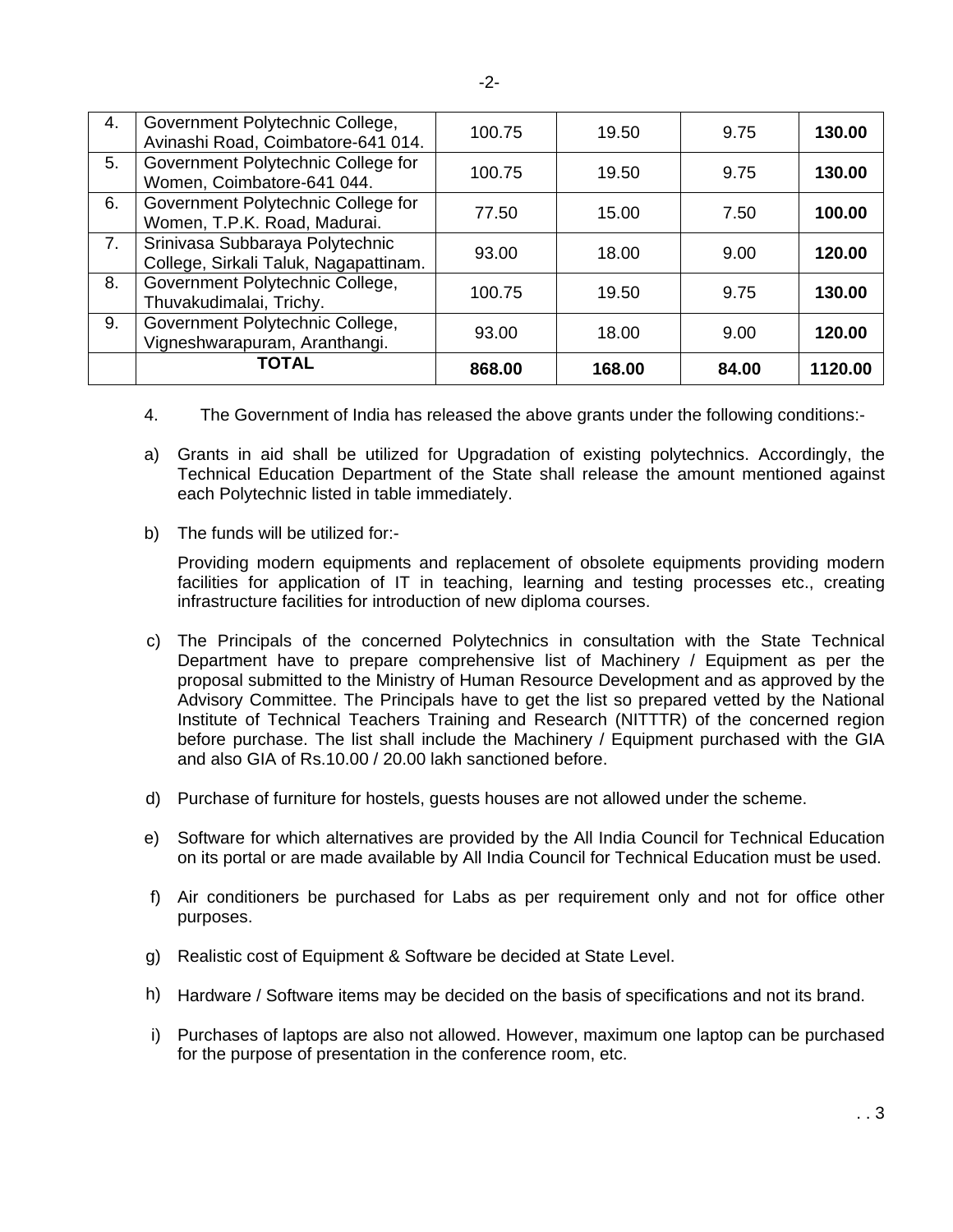| 4. | Government Polytechnic College, Avinashi Road, Coimbatore-641 014. | 100.75 | 19.50 | 9.75 | **130.00** |
|---|---|---|---|---|---|
| 5. | Government Polytechnic College for Women, Coimbatore-641 044. | 100.75 | 19.50 | 9.75 | **130.00** |
| 6. | Government Polytechnic College for Women, T.P.K. Road, Madurai. | 77.50 | 15.00 | 7.50 | **100.00** |
| 7. | Srinivasa Subbaraya Polytechnic College, Sirkali Taluk, Nagapattinam. | 93.00 | 18.00 | 9.00 | **120.00** |
| 8. | Government Polytechnic College, Thuvakudimalai, Trichy. | 100.75 | 19.50 | 9.75 | **130.00** |
| 9. | Government Polytechnic College, Vigneshwarapuram, Aranthangi. | 93.00 | 18.00 | 9.00 | **120.00** |
| | **TOTAL** | **868.00** | **168.00** | **84.00** | **1120.00** |

4. The Government of India has released the above grants under the following conditions:-

a) Grants in aid shall be utilized for Upgradation of existing polytechnics. Accordingly, the Technical Education Department of the State shall release the amount mentioned against each Polytechnic listed in table immediately.

b) The funds will be utilized for:-

   Providing modern equipments and replacement of obsolete equipments providing modern facilities for application of IT in teaching, learning and testing processes etc., creating infrastructure facilities for introduction of new diploma courses.

c) The Principals of the concerned Polytechnics in consultation with the State Technical Department have to prepare comprehensive list of Machinery / Equipment as per the proposal submitted to the Ministry of Human Resource Development and as approved by the Advisory Committee. The Principals have to get the list so prepared vetted by the National Institute of Technical Teachers Training and Research (NITTTR) of the concerned region before purchase. The list shall include the Machinery / Equipment purchased with the GIA and also GIA of Rs.10.00 / 20.00 lakh sanctioned before.

d) Purchase of furniture for hostels, guests houses are not allowed under the scheme.

e) Software for which alternatives are provided by the All India Council for Technical Education on its portal or are made available by All India Council for Technical Education must be used.

f) Air conditioners be purchased for Labs as per requirement only and not for office other purposes.

g) Realistic cost of Equipment & Software be decided at State Level.

h) Hardware / Software items may be decided on the basis of specifications and not its brand.

i) Purchases of laptops are also not allowed. However, maximum one laptop can be purchased for the purpose of presentation in the conference room, etc.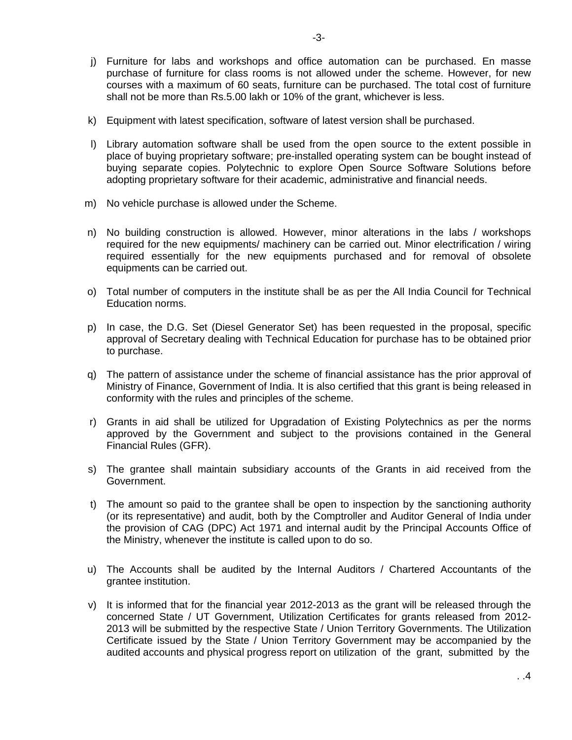j) Furniture for labs and workshops and office automation can be purchased. En masse purchase of furniture for class rooms is not allowed under the scheme. However, for new courses with a maximum of 60 seats, furniture can be purchased. The total cost of furniture shall not be more than Rs.5.00 lakh or 10% of the grant, whichever is less.

k) Equipment with latest specification, software of latest version shall be purchased.

l) Library automation software shall be used from the open source to the extent possible in place of buying proprietary software; pre-installed operating system can be bought instead of buying separate copies. Polytechnic to explore Open Source Software Solutions before adopting proprietary software for their academic, administrative and financial needs.

m) No vehicle purchase is allowed under the Scheme.

n) No building construction is allowed. However, minor alterations in the labs / workshops required for the new equipments/ machinery can be carried out. Minor electrification / wiring required essentially for the new equipments purchased and for removal of obsolete equipments can be carried out.

o) Total number of computers in the institute shall be as per the All India Council for Technical Education norms.

p) In case, the D.G. Set (Diesel Generator Set) has been requested in the proposal, specific approval of Secretary dealing with Technical Education for purchase has to be obtained prior to purchase.

q) The pattern of assistance under the scheme of financial assistance has the prior approval of Ministry of Finance, Government of India. It is also certified that this grant is being released in conformity with the rules and principles of the scheme.

r) Grants in aid shall be utilized for Upgradation of Existing Polytechnics as per the norms approved by the Government and subject to the provisions contained in the General Financial Rules (GFR).

s) The grantee shall maintain subsidiary accounts of the Grants in aid received from the Government.

t) The amount so paid to the grantee shall be open to inspection by the sanctioning authority (or its representative) and audit, both by the Comptroller and Auditor General of India under the provision of CAG (DPC) Act 1971 and internal audit by the Principal Accounts Office of the Ministry, whenever the institute is called upon to do so.

u) The Accounts shall be audited by the Internal Auditors / Chartered Accountants of the grantee institution.

v) It is informed that for the financial year 2012-2013 as the grant will be released through the concerned State / UT Government, Utilization Certificates for grants released from 2012-2013 will be submitted by the respective State / Union Territory Governments. The Utilization Certificate issued by the State / Union Territory Government may be accompanied by the audited accounts and physical progress report on utilization of the grant, submitted by the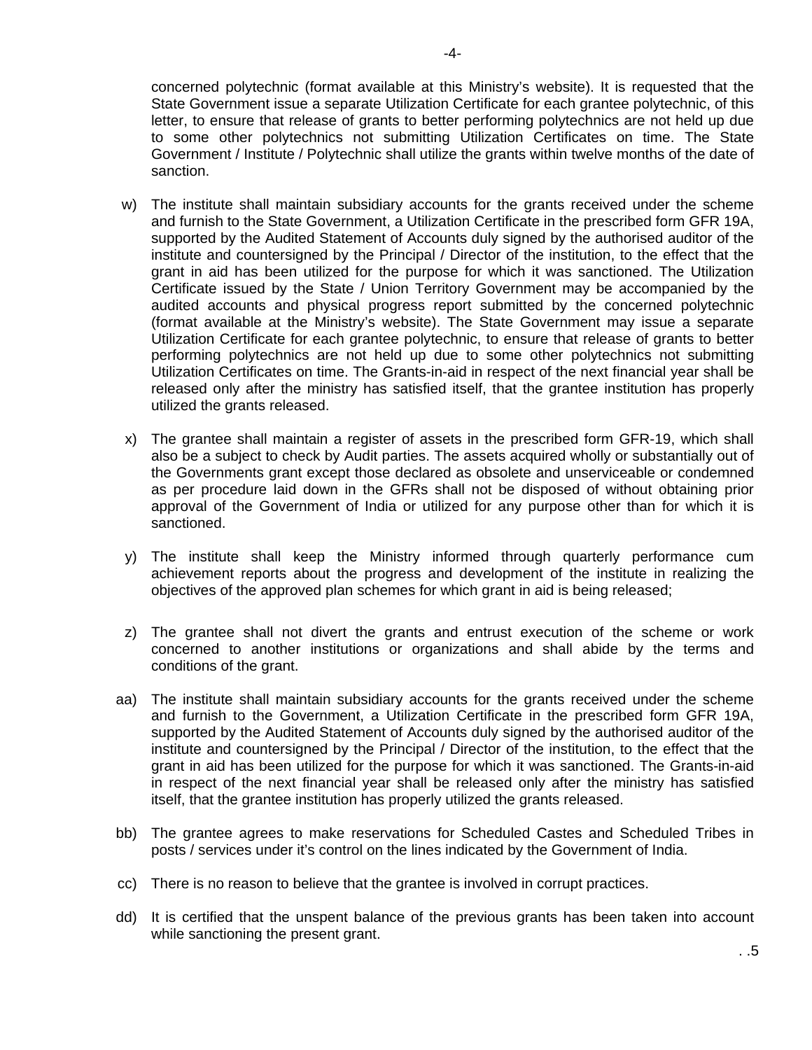concerned polytechnic (format available at this Ministry's website). It is requested that the State Government issue a separate Utilization Certificate for each grantee polytechnic, of this letter, to ensure that release of grants to better performing polytechnics are not held up due to some other polytechnics not submitting Utilization Certificates on time. The State Government / Institute / Polytechnic shall utilize the grants within twelve months of the date of sanction.

w) The institute shall maintain subsidiary accounts for the grants received under the scheme and furnish to the State Government, a Utilization Certificate in the prescribed form GFR 19A, supported by the Audited Statement of Accounts duly signed by the authorised auditor of the institute and countersigned by the Principal / Director of the institution, to the effect that the grant in aid has been utilized for the purpose for which it was sanctioned. The Utilization Certificate issued by the State / Union Territory Government may be accompanied by the audited accounts and physical progress report submitted by the concerned polytechnic (format available at the Ministry's website). The State Government may issue a separate Utilization Certificate for each grantee polytechnic, to ensure that release of grants to better performing polytechnics are not held up due to some other polytechnics not submitting Utilization Certificates on time. The Grants-in-aid in respect of the next financial year shall be released only after the ministry has satisfied itself, that the grantee institution has properly utilized the grants released.

x) The grantee shall maintain a register of assets in the prescribed form GFR-19, which shall also be a subject to check by Audit parties. The assets acquired wholly or substantially out of the Governments grant except those declared as obsolete and unserviceable or condemned as per procedure laid down in the GFRs shall not be disposed of without obtaining prior approval of the Government of India or utilized for any purpose other than for which it is sanctioned.

y) The institute shall keep the Ministry informed through quarterly performance cum achievement reports about the progress and development of the institute in realizing the objectives of the approved plan schemes for which grant in aid is being released;

z) The grantee shall not divert the grants and entrust execution of the scheme or work concerned to another institutions or organizations and shall abide by the terms and conditions of the grant.

aa) The institute shall maintain subsidiary accounts for the grants received under the scheme and furnish to the Government, a Utilization Certificate in the prescribed form GFR 19A, supported by the Audited Statement of Accounts duly signed by the authorised auditor of the institute and countersigned by the Principal / Director of the institution, to the effect that the grant in aid has been utilized for the purpose for which it was sanctioned. The Grants-in-aid in respect of the next financial year shall be released only after the ministry has satisfied itself, that the grantee institution has properly utilized the grants released.

bb) The grantee agrees to make reservations for Scheduled Castes and Scheduled Tribes in posts / services under it's control on the lines indicated by the Government of India.

cc) There is no reason to believe that the grantee is involved in corrupt practices.

dd) It is certified that the unspent balance of the previous grants has been taken into account while sanctioning the present grant.

. .5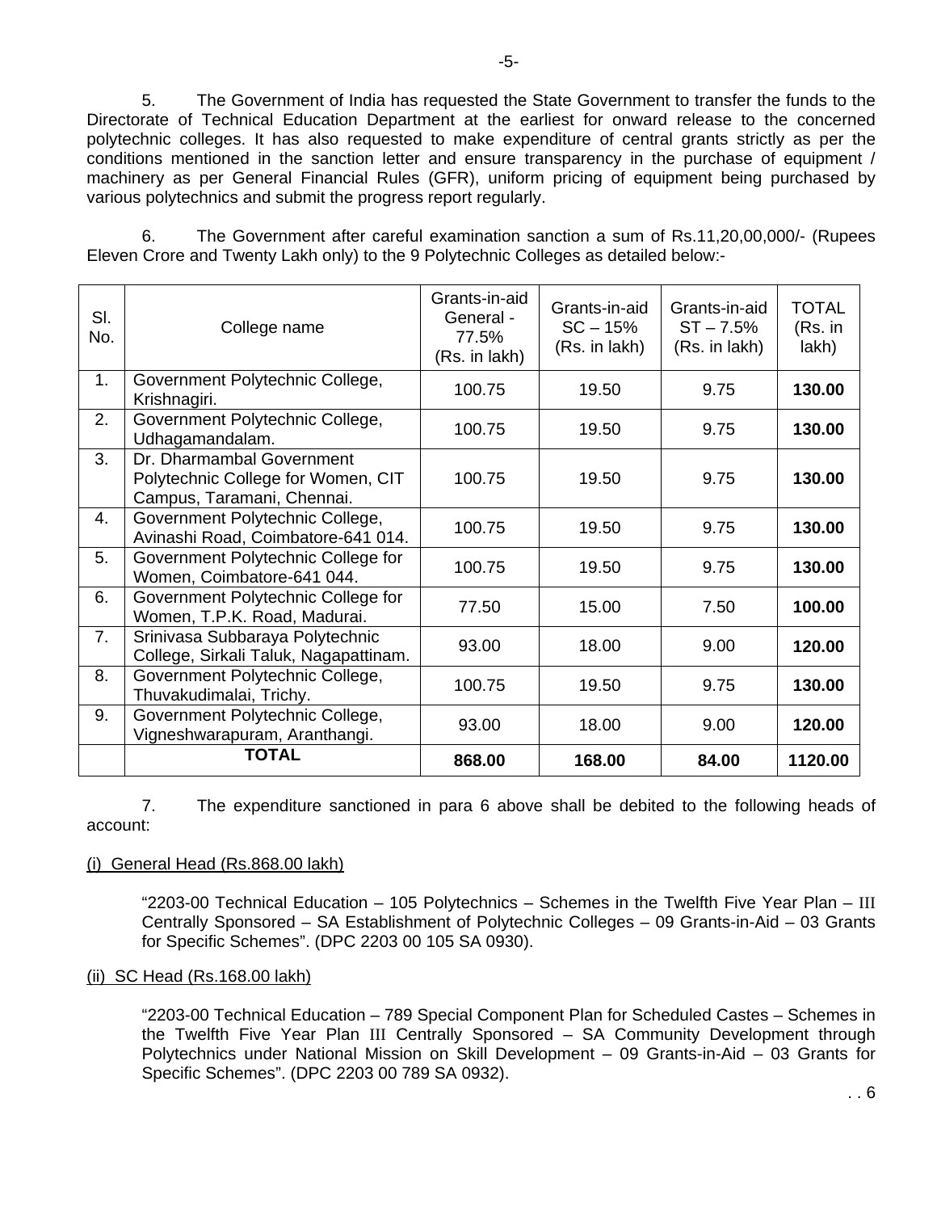5. The Government of India has requested the State Government to transfer the funds to the Directorate of Technical Education Department at the earliest for onward release to the concerned polytechnic colleges. It has also requested to make expenditure of central grants strictly as per the conditions mentioned in the sanction letter and ensure transparency in the purchase of equipment / machinery as per General Financial Rules (GFR), uniform pricing of equipment being purchased by various polytechnics and submit the progress report regularly.

6. The Government after careful examination sanction a sum of Rs.11,20,00,000/- (Rupees Eleven Crore and Twenty Lakh only) to the 9 Polytechnic Colleges as detailed below:-

| Sl. No. | College name | Grants-in-aid General - 77.5% (Rs. in lakh) | Grants-in-aid SC – 15% (Rs. in lakh) | Grants-in-aid ST – 7.5% (Rs. in lakh) | TOTAL (Rs. in lakh) |
|---|---|---|---|---|---|
| 1. | Government Polytechnic College, Krishnagiri. | 100.75 | 19.50 | 9.75 | **130.00** |
| 2. | Government Polytechnic College, Udhagamandalam. | 100.75 | 19.50 | 9.75 | **130.00** |
| 3. | Dr. Dharmambal Government Polytechnic College for Women, CIT Campus, Taramani, Chennai. | 100.75 | 19.50 | 9.75 | **130.00** |
| 4. | Government Polytechnic College, Avinashi Road, Coimbatore-641 014. | 100.75 | 19.50 | 9.75 | **130.00** |
| 5. | Government Polytechnic College for Women, Coimbatore-641 044. | 100.75 | 19.50 | 9.75 | **130.00** |
| 6. | Government Polytechnic College for Women, T.P.K. Road, Madurai. | 77.50 | 15.00 | 7.50 | **100.00** |
| 7. | Srinivasa Subbaraya Polytechnic College, Sirkali Taluk, Nagapattinam. | 93.00 | 18.00 | 9.00 | **120.00** |
| 8. | Government Polytechnic College, Thuvakudimalai, Trichy. | 100.75 | 19.50 | 9.75 | **130.00** |
| 9. | Government Polytechnic College, Vigneshwarapuram, Aranthangi. | 93.00 | 18.00 | 9.00 | **120.00** |
| | **TOTAL** | **868.00** | **168.00** | **84.00** | **1120.00** |

7. The expenditure sanctioned in para 6 above shall be debited to the following heads of account:

(i) General Head (Rs.868.00 lakh)

"2203-00 Technical Education – 105 Polytechnics – Schemes in the Twelfth Five Year Plan – III Centrally Sponsored – SA Establishment of Polytechnic Colleges – 09 Grants-in-Aid – 03 Grants for Specific Schemes". (DPC 2203 00 105 SA 0930).

(ii) SC Head (Rs.168.00 lakh)

"2203-00 Technical Education – 789 Special Component Plan for Scheduled Castes – Schemes in the Twelfth Five Year Plan III Centrally Sponsored – SA Community Development through Polytechnics under National Mission on Skill Development – 09 Grants-in-Aid – 03 Grants for Specific Schemes". (DPC 2203 00 789 SA 0932).

. . 6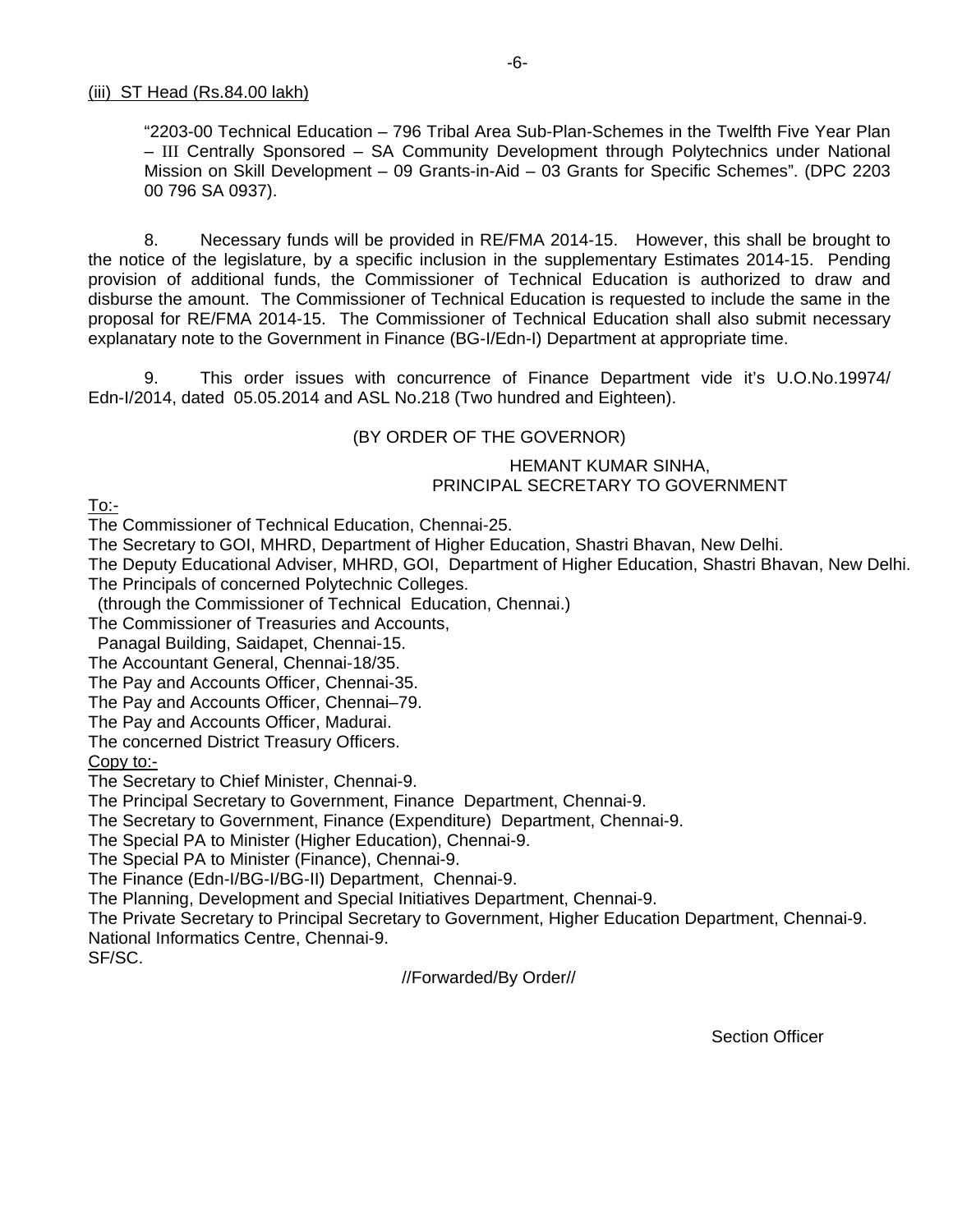(iii) ST Head (Rs.84.00 lakh)

"2203-00 Technical Education – 796 Tribal Area Sub-Plan-Schemes in the Twelfth Five Year Plan – III Centrally Sponsored – SA Community Development through Polytechnics under National Mission on Skill Development – 09 Grants-in-Aid – 03 Grants for Specific Schemes". (DPC 2203 00 796 SA 0937).

8. Necessary funds will be provided in RE/FMA 2014-15. However, this shall be brought to the notice of the legislature, by a specific inclusion in the supplementary Estimates 2014-15. Pending provision of additional funds, the Commissioner of Technical Education is authorized to draw and disburse the amount. The Commissioner of Technical Education is requested to include the same in the proposal for RE/FMA 2014-15. The Commissioner of Technical Education shall also submit necessary explanatary note to the Government in Finance (BG-I/Edn-I) Department at appropriate time.

9. This order issues with concurrence of Finance Department vide it's U.O.No.19974/ Edn-I/2014, dated 05.05.2014 and ASL No.218 (Two hundred and Eighteen).

(BY ORDER OF THE GOVERNOR)

HEMANT KUMAR SINHA,
PRINCIPAL SECRETARY TO GOVERNMENT

To:-
The Commissioner of Technical Education, Chennai-25.
The Secretary to GOI, MHRD, Department of Higher Education, Shastri Bhavan, New Delhi.
The Deputy Educational Adviser, MHRD, GOI, Department of Higher Education, Shastri Bhavan, New Delhi.
The Principals of concerned Polytechnic Colleges.
(through the Commissioner of Technical Education, Chennai.)
The Commissioner of Treasuries and Accounts,
Panagal Building, Saidapet, Chennai-15.
The Accountant General, Chennai-18/35.
The Pay and Accounts Officer, Chennai-35.
The Pay and Accounts Officer, Chennai–79.
The Pay and Accounts Officer, Madurai.
The concerned District Treasury Officers.

Copy to:-
The Secretary to Chief Minister, Chennai-9.
The Principal Secretary to Government, Finance Department, Chennai-9.
The Secretary to Government, Finance (Expenditure) Department, Chennai-9.
The Special PA to Minister (Higher Education), Chennai-9.
The Special PA to Minister (Finance), Chennai-9.
The Finance (Edn-I/BG-I/BG-II) Department, Chennai-9.
The Planning, Development and Special Initiatives Department, Chennai-9.
The Private Secretary to Principal Secretary to Government, Higher Education Department, Chennai-9.
National Informatics Centre, Chennai-9.
SF/SC.

//Forwarded/By Order//

Section Officer